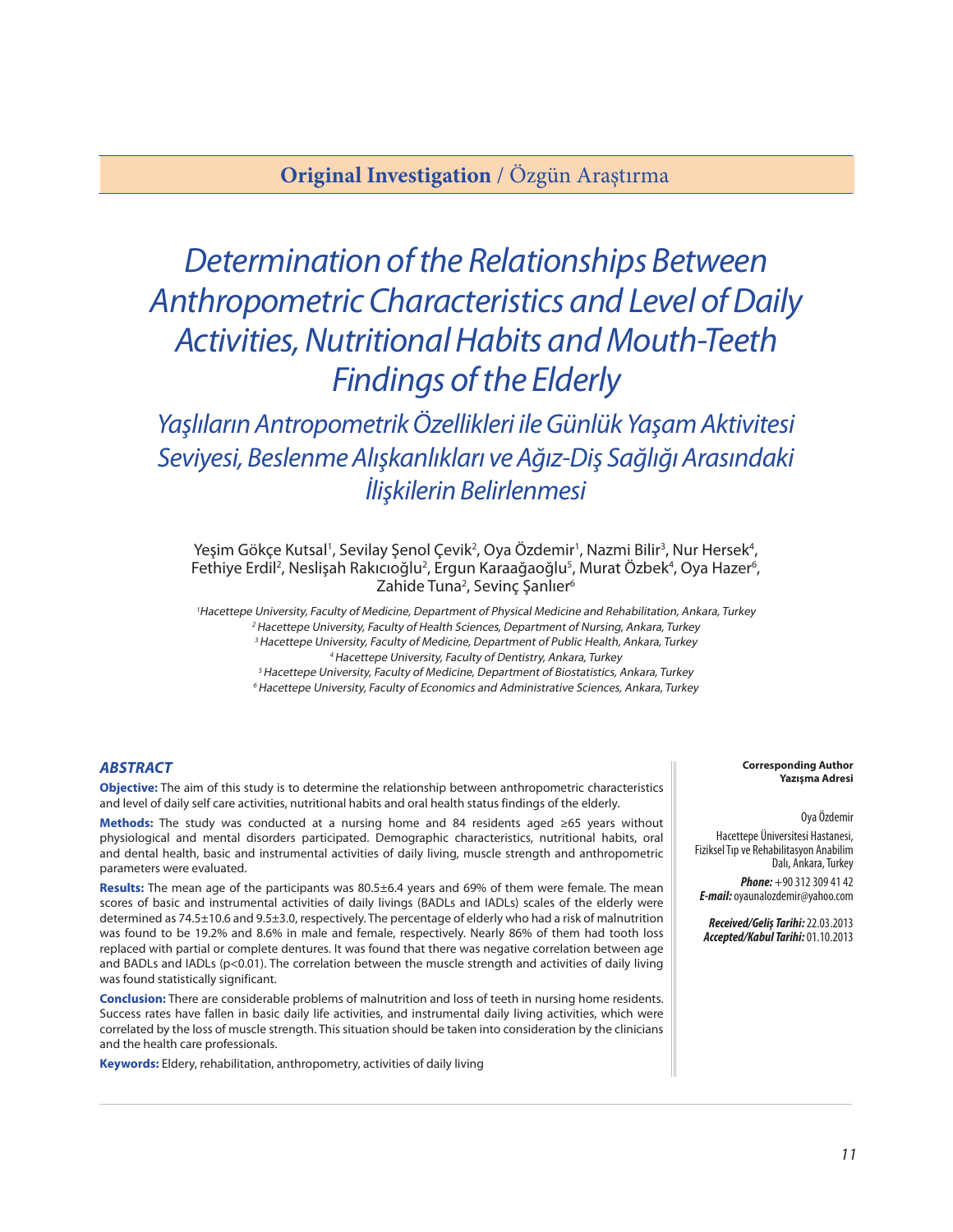**Original Investigation** / Özgün Araştırma

# Determination of the Relationships Between Anthropometric Characteristics and Level of Daily Activities, Nutritional Habits and Mouth-Teeth Findings of the Elderly

## Yaşlıların Antropometrik Özellikleri ile Günlük Yaşam Aktivitesi Seviyesi, Beslenme Alışkanlıkları ve Ağız-Diş Sağlığı Arasındaki İlişkilerin Belirlenmesi

Yeşim Gökçe Kutsal[1], Sevilay Şenol Çevik[2], Oya Özdemir[1], Nazmi Bilir[3], Nur Hersek[4], Fethiye Erdil[2], Neslişah Rakıcıoğlu[2], Ergun Karaağaoğlu[5], Murat Özbek[4], Oya Hazer[6], Zahide Tuna[2], Sevinç Şanlıer[6]

*[1]Hacettepe University, Faculty of Medicine, Department of Physical Medicine and Rehabilitation, Ankara, Turkey*
*[2]Hacettepe University, Faculty of Health Sciences, Department of Nursing, Ankara, Turkey*
*[3]Hacettepe University, Faculty of Medicine, Department of Public Health, Ankara, Turkey*
*[4]Hacettepe University, Faculty of Dentistry, Ankara, Turkey*
*[5]Hacettepe University, Faculty of Medicine, Department of Biostatistics, Ankara, Turkey*
*[6]Hacettepe University, Faculty of Economics and Administrative Sciences, Ankara, Turkey*

### ABSTRACT

**Objective:** The aim of this study is to determine the relationship between anthropometric characteristics and level of daily self care activities, nutritional habits and oral health status findings of the elderly.

**Methods:** The study was conducted at a nursing home and 84 residents aged ≥65 years without physiological and mental disorders participated. Demographic characteristics, nutritional habits, oral and dental health, basic and instrumental activities of daily living, muscle strength and anthropometric parameters were evaluated.

**Results:** The mean age of the participants was 80.5±6.4 years and 69% of them were female. The mean scores of basic and instrumental activities of daily livings (BADLs and IADLs) scales of the elderly were determined as 74.5±10.6 and 9.5±3.0, respectively. The percentage of elderly who had a risk of malnutrition was found to be 19.2% and 8.6% in male and female, respectively. Nearly 86% of them had tooth loss replaced with partial or complete dentures. It was found that there was negative correlation between age and BADLs and IADLs ($p<0.01$). The correlation between the muscle strength and activities of daily living was found statistically significant.

**Conclusion:** There are considerable problems of malnutrition and loss of teeth in nursing home residents. Success rates have fallen in basic daily life activities, and instrumental daily living activities, which were correlated by the loss of muscle strength. This situation should be taken into consideration by the clinicians and the health care professionals.

**Keywords:** Eldery, rehabilitation, anthropometry, activities of daily living

**Corresponding Author**
**Yazışma Adresi**

Oya Özdemir
Hacettepe Üniversitesi Hastanesi, Fiziksel Tıp ve Rehabilitasyon Anabilim Dalı, Ankara, Turkey

***Phone:*** +90 312 309 41 42
***E-mail:*** oyaunalozdemir@yahoo.com

***Received/Geliş Tarihi:*** 22.03.2013
***Accepted/Kabul Tarihi:*** 01.10.2013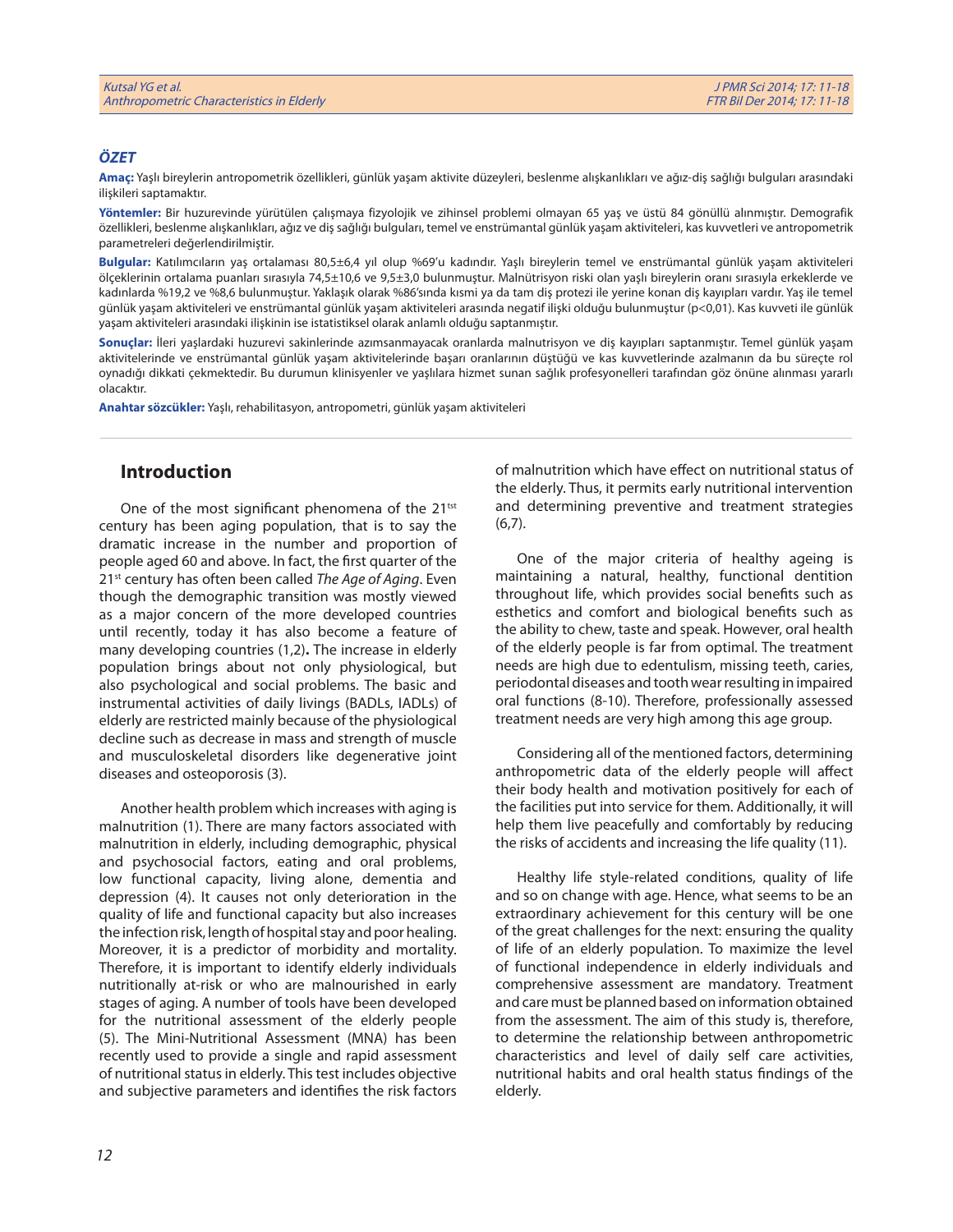### ÖZET

**Amaç:** Yaşlı bireylerin antropometrik özellikleri, günlük yaşam aktivite düzeyleri, beslenme alışkanlıkları ve ağız-diş sağlığı bulguları arasındaki ilişkileri saptamaktır.

**Yöntemler:** Bir huzurevinde yürütülen çalışmaya fizyolojik ve zihinsel problemi olmayan 65 yaş ve üstü 84 gönüllü alınmıştır. Demografik özellikleri, beslenme alışkanlıkları, ağız ve diş sağlığı bulguları, temel ve enstrümantal günlük yaşam aktiviteleri, kas kuvvetleri ve antropometrik parametreleri değerlendirilmiştir.

**Bulgular:** Katılımcıların yaş ortalaması 80,5±6,4 yıl olup %69'u kadındır. Yaşlı bireylerin temel ve enstrümantal günlük yaşam aktiviteleri ölçeklerinin ortalama puanları sırasıyla 74,5±10,6 ve 9,5±3,0 bulunmuştur. Malnütrisyon riski olan yaşlı bireylerin oranı sırasıyla erkeklerde ve kadınlarda %19,2 ve %8,6 bulunmuştur. Yaklaşık olarak %86'sında kısmi ya da tam diş protezi ile yerine konan diş kayıpları vardır. Yaş ile temel günlük yaşam aktiviteleri ve enstrümantal günlük yaşam aktiviteleri arasında negatif ilişki olduğu bulunmuştur (p<0,01). Kas kuvveti ile günlük yaşam aktiviteleri arasındaki ilişkinin ise istatistiksel olarak anlamlı olduğu saptanmıştır.

**Sonuçlar:** İleri yaşlardaki huzurevi sakinlerinde azımsanmayacak oranlarda malnutrisyon ve diş kayıpları saptanmıştır. Temel günlük yaşam aktivitelerinde ve enstrümantal günlük yaşam aktivitelerinde başarı oranlarının düştüğü ve kas kuvvetlerinde azalmanın da bu süreçte rol oynadığı dikkati çekmektedir. Bu durumun klinisyenler ve yaşlılara hizmet sunan sağlık profesyonelleri tarafından göz önüne alınması yararlı olacaktır.

**Anahtar sözcükler:** Yaşlı, rehabilitasyon, antropometri, günlük yaşam aktiviteleri

## Introduction

One of the most significant phenomena of the 21[tst] century has been aging population, that is to say the dramatic increase in the number and proportion of people aged 60 and above. In fact, the first quarter of the 21[st] century has often been called *The Age of Aging*. Even though the demographic transition was mostly viewed as a major concern of the more developed countries until recently, today it has also become a feature of many developing countries (1,2)**.** The increase in elderly population brings about not only physiological, but also psychological and social problems. The basic and instrumental activities of daily livings (BADLs, IADLs) of elderly are restricted mainly because of the physiological decline such as decrease in mass and strength of muscle and musculoskeletal disorders like degenerative joint diseases and osteoporosis (3).

Another health problem which increases with aging is malnutrition (1). There are many factors associated with malnutrition in elderly, including demographic, physical and psychosocial factors, eating and oral problems, low functional capacity, living alone, dementia and depression (4). It causes not only deterioration in the quality of life and functional capacity but also increases the infection risk, length of hospital stay and poor healing. Moreover, it is a predictor of morbidity and mortality. Therefore, it is important to identify elderly individuals nutritionally at-risk or who are malnourished in early stages of aging. A number of tools have been developed for the nutritional assessment of the elderly people (5). The Mini-Nutritional Assessment (MNA) has been recently used to provide a single and rapid assessment of nutritional status in elderly. This test includes objective and subjective parameters and identifies the risk factors of malnutrition which have effect on nutritional status of the elderly. Thus, it permits early nutritional intervention and determining preventive and treatment strategies (6,7).

One of the major criteria of healthy ageing is maintaining a natural, healthy, functional dentition throughout life, which provides social benefits such as esthetics and comfort and biological benefits such as the ability to chew, taste and speak. However, oral health of the elderly people is far from optimal. The treatment needs are high due to edentulism, missing teeth, caries, periodontal diseases and tooth wear resulting in impaired oral functions (8-10). Therefore, professionally assessed treatment needs are very high among this age group.

Considering all of the mentioned factors, determining anthropometric data of the elderly people will affect their body health and motivation positively for each of the facilities put into service for them. Additionally, it will help them live peacefully and comfortably by reducing the risks of accidents and increasing the life quality (11).

Healthy life style-related conditions, quality of life and so on change with age. Hence, what seems to be an extraordinary achievement for this century will be one of the great challenges for the next: ensuring the quality of life of an elderly population. To maximize the level of functional independence in elderly individuals and comprehensive assessment are mandatory. Treatment and care must be planned based on information obtained from the assessment. The aim of this study is, therefore, to determine the relationship between anthropometric characteristics and level of daily self care activities, nutritional habits and oral health status findings of the elderly.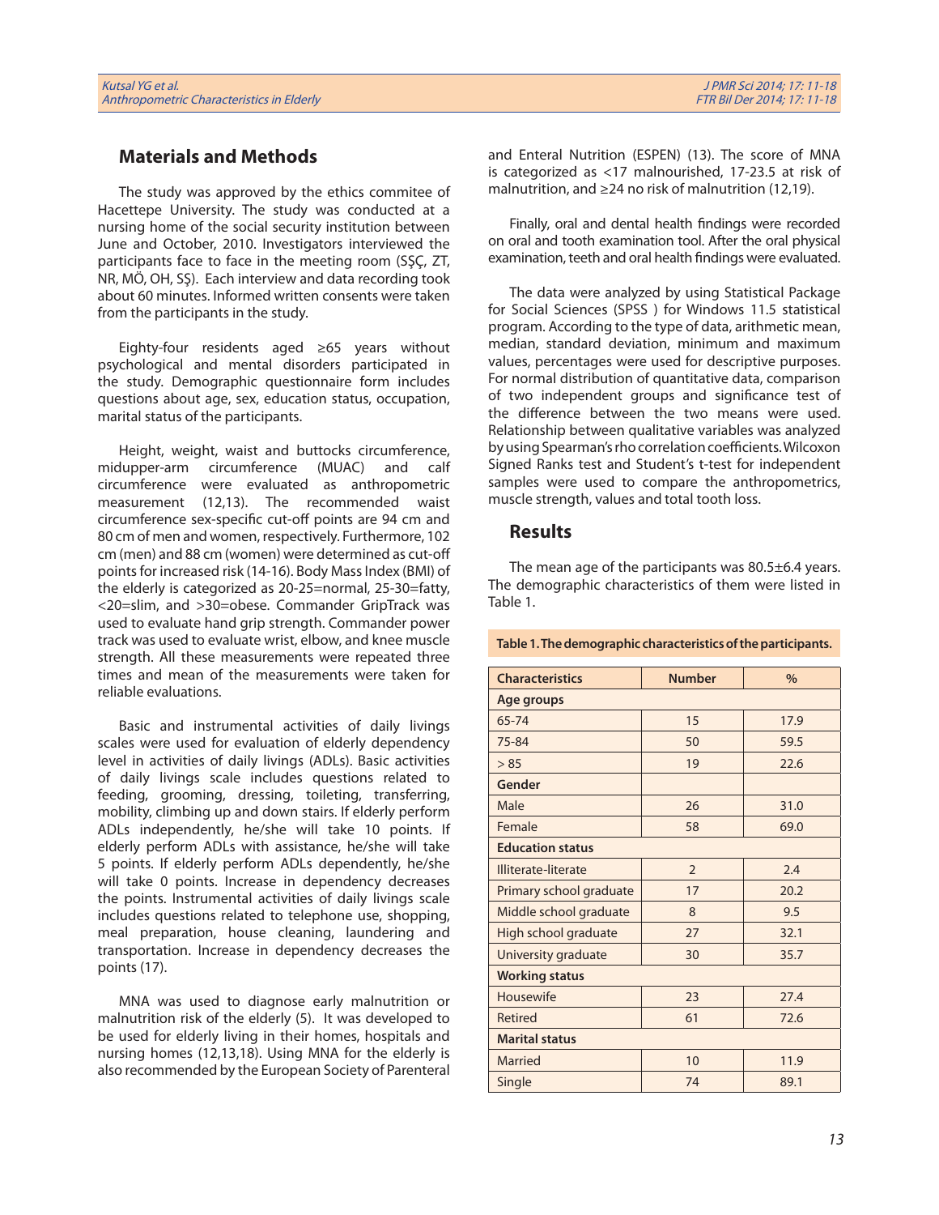## Materials and Methods

The study was approved by the ethics commitee of Hacettepe University. The study was conducted at a nursing home of the social security institution between June and October, 2010. Investigators interviewed the participants face to face in the meeting room (SŞÇ, ZT, NR, MÖ, OH, SŞ). Each interview and data recording took about 60 minutes. Informed written consents were taken from the participants in the study.

Eighty-four residents aged ≥65 years without psychological and mental disorders participated in the study. Demographic questionnaire form includes questions about age, sex, education status, occupation, marital status of the participants.

Height, weight, waist and buttocks circumference, midupper-arm circumference (MUAC) and calf circumference were evaluated as anthropometric measurement (12,13). The recommended waist circumference sex-specific cut-off points are 94 cm and 80 cm of men and women, respectively. Furthermore, 102 cm (men) and 88 cm (women) were determined as cut-off points for increased risk (14-16). Body Mass Index (BMI) of the elderly is categorized as 20-25=normal, 25-30=fatty, <20=slim, and >30=obese. Commander GripTrack was used to evaluate hand grip strength. Commander power track was used to evaluate wrist, elbow, and knee muscle strength. All these measurements were repeated three times and mean of the measurements were taken for reliable evaluations.

Basic and instrumental activities of daily livings scales were used for evaluation of elderly dependency level in activities of daily livings (ADLs). Basic activities of daily livings scale includes questions related to feeding, grooming, dressing, toileting, transferring, mobility, climbing up and down stairs. If elderly perform ADLs independently, he/she will take 10 points. If elderly perform ADLs with assistance, he/she will take 5 points. If elderly perform ADLs dependently, he/she will take 0 points. Increase in dependency decreases the points. Instrumental activities of daily livings scale includes questions related to telephone use, shopping, meal preparation, house cleaning, laundering and transportation. Increase in dependency decreases the points (17).

MNA was used to diagnose early malnutrition or malnutrition risk of the elderly (5). It was developed to be used for elderly living in their homes, hospitals and nursing homes (12,13,18). Using MNA for the elderly is also recommended by the European Society of Parenteral and Enteral Nutrition (ESPEN) (13). The score of MNA is categorized as <17 malnourished, 17-23.5 at risk of malnutrition, and ≥24 no risk of malnutrition (12,19).

Finally, oral and dental health findings were recorded on oral and tooth examination tool. After the oral physical examination, teeth and oral health findings were evaluated.

The data were analyzed by using Statistical Package for Social Sciences (SPSS ) for Windows 11.5 statistical program. According to the type of data, arithmetic mean, median, standard deviation, minimum and maximum values, percentages were used for descriptive purposes. For normal distribution of quantitative data, comparison of two independent groups and significance test of the difference between the two means were used. Relationship between qualitative variables was analyzed by using Spearman's rho correlation coefficients. Wilcoxon Signed Ranks test and Student's t-test for independent samples were used to compare the anthropometrics, muscle strength, values and total tooth loss.

## Results

The mean age of the participants was 80.5±6.4 years. The demographic characteristics of them were listed in Table 1.

**Table 1. The demographic characteristics of the participants.**

| Characteristics | Number | % |
|---|---|---|
| **Age groups** | | |
| 65-74 | 15 | 17.9 |
| 75-84 | 50 | 59.5 |
| > 85 | 19 | 22.6 |
| **Gender** | | |
| Male | 26 | 31.0 |
| Female | 58 | 69.0 |
| **Education status** | | |
| Illiterate-literate | 2 | 2.4 |
| Primary school graduate | 17 | 20.2 |
| Middle school graduate | 8 | 9.5 |
| High school graduate | 27 | 32.1 |
| University graduate | 30 | 35.7 |
| **Working status** | | |
| Housewife | 23 | 27.4 |
| Retired | 61 | 72.6 |
| **Marital status** | | |
| Married | 10 | 11.9 |
| Single | 74 | 89.1 |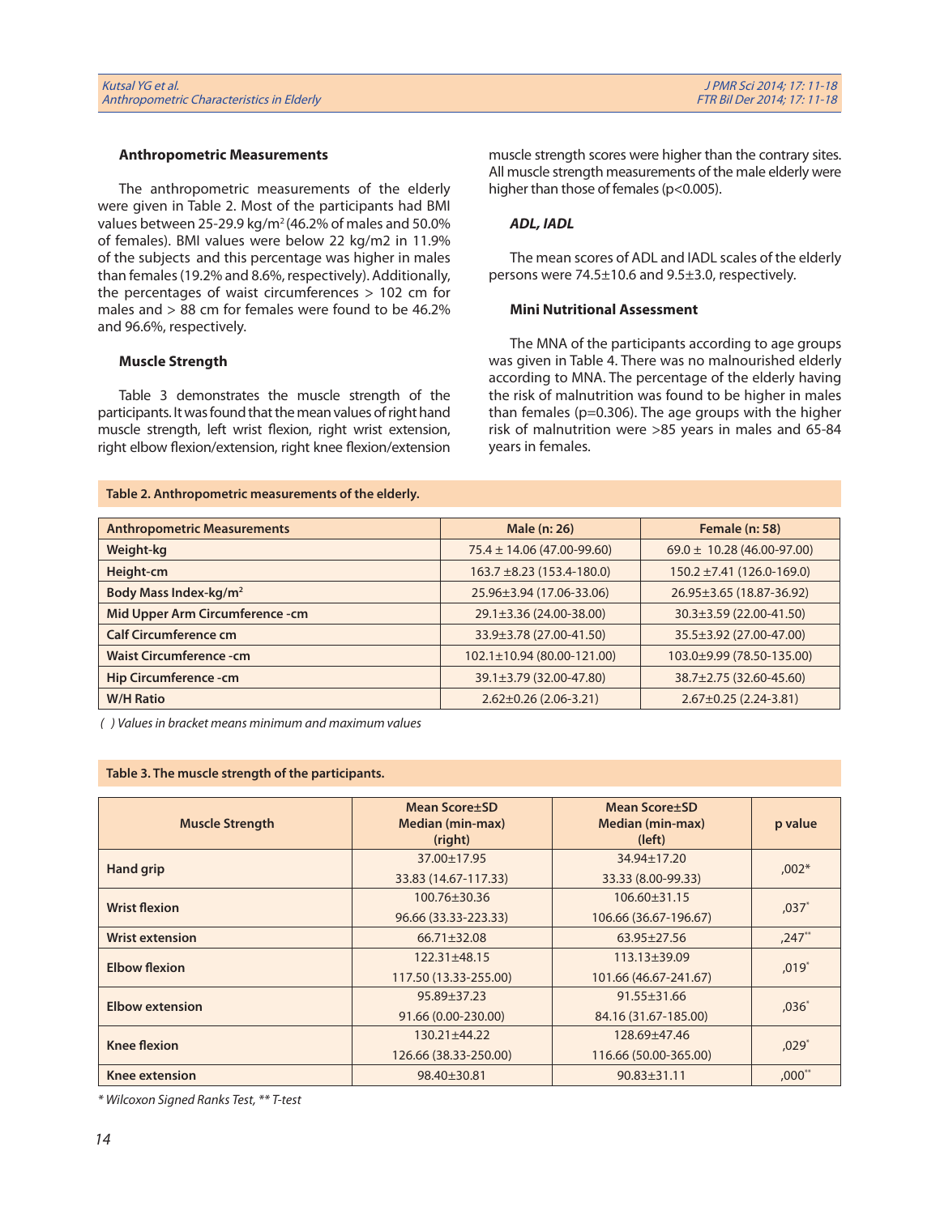### Anthropometric Measurements

The anthropometric measurements of the elderly were given in Table 2. Most of the participants had BMI values between 25-29.9 kg/m$^2$ (46.2% of males and 50.0% of females). BMI values were below 22 kg/m2 in 11.9% of the subjects and this percentage was higher in males than females (19.2% and 8.6%, respectively). Additionally, the percentages of waist circumferences > 102 cm for males and > 88 cm for females were found to be 46.2% and 96.6%, respectively.

### Muscle Strength

Table 3 demonstrates the muscle strength of the participants. It was found that the mean values of right hand muscle strength, left wrist flexion, right wrist extension, right elbow flexion/extension, right knee flexion/extension muscle strength scores were higher than the contrary sites. All muscle strength measurements of the male elderly were higher than those of females (p<0.005).

### *ADL, IADL*

The mean scores of ADL and IADL scales of the elderly persons were 74.5±10.6 and 9.5±3.0, respectively.

### Mini Nutritional Assessment

The MNA of the participants according to age groups was given in Table 4. There was no malnourished elderly according to MNA. The percentage of the elderly having the risk of malnutrition was found to be higher in males than females (p=0.306). The age groups with the higher risk of malnutrition were >85 years in males and 65-84 years in females.

**Table 2. Anthropometric measurements of the elderly.**

| Anthropometric Measurements | Male (n: 26) | Female (n: 58) |
|---|---|---|
| Weight-kg | 75.4 ± 14.06 (47.00-99.60) | 69.0 ± 10.28 (46.00-97.00) |
| Height-cm | 163.7 ±8.23 (153.4-180.0) | 150.2 ±7.41 (126.0-169.0) |
| Body Mass Index-kg/m$^2$ | 25.96±3.94 (17.06-33.06) | 26.95±3.65 (18.87-36.92) |
| Mid Upper Arm Circumference -cm | 29.1±3.36 (24.00-38.00) | 30.3±3.59 (22.00-41.50) |
| Calf Circumference cm | 33.9±3.78 (27.00-41.50) | 35.5±3.92 (27.00-47.00) |
| Waist Circumference -cm | 102.1±10.94 (80.00-121.00) | 103.0±9.99 (78.50-135.00) |
| Hip Circumference -cm | 39.1±3.79 (32.00-47.80) | 38.7±2.75 (32.60-45.60) |
| W/H Ratio | 2.62±0.26 (2.06-3.21) | 2.67±0.25 (2.24-3.81) |

*( ) Values in bracket means minimum and maximum values*

**Table 3. The muscle strength of the participants.**

| Muscle Strength | Mean Score±SD Median (min-max) (right) | Mean Score±SD Median (min-max) (left) | p value |
|---|---|---|---|
| Hand grip | 37.00±17.95<br>33.83 (14.67-117.33) | 34.94±17.20<br>33.33 (8.00-99.33) | ,002* |
| Wrist flexion | 100.76±30.36<br>96.66 (33.33-223.33) | 106.60±31.15<br>106.66 (36.67-196.67) | ,037* |
| Wrist extension | 66.71±32.08 | 63.95±27.56 | ,247** |
| Elbow flexion | 122.31±48.15<br>117.50 (13.33-255.00) | 113.13±39.09<br>101.66 (46.67-241.67) | ,019* |
| Elbow extension | 95.89±37.23<br>91.66 (0.00-230.00) | 91.55±31.66<br>84.16 (31.67-185.00) | ,036* |
| Knee flexion | 130.21±44.22<br>126.66 (38.33-250.00) | 128.69±47.46<br>116.66 (50.00-365.00) | ,029* |
| Knee extension | 98.40±30.81 | 90.83±31.11 | ,000** |

*\* Wilcoxon Signed Ranks Test, \*\* T-test*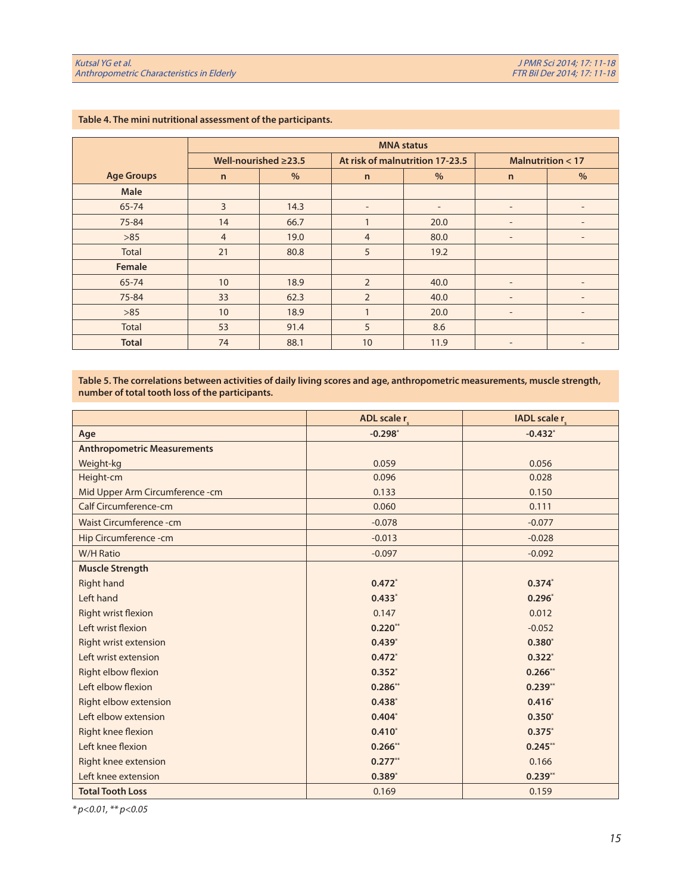**Table 4. The mini nutritional assessment of the participants.**

| Age Groups | MNA status | | | | | |
|---|---|---|---|---|---|---|
| | Well-nourished ≥23.5 | | At risk of malnutrition 17-23.5 | | Malnutrition < 17 | |
| | n | % | n | % | n | % |
| **Male** | | | | | | |
| 65-74 | 3 | 14.3 | - | - | - | - |
| 75-84 | 14 | 66.7 | 1 | 20.0 | - | - |
| >85 | 4 | 19.0 | 4 | 80.0 | - | - |
| Total | 21 | 80.8 | 5 | 19.2 | | |
| **Female** | | | | | | |
| 65-74 | 10 | 18.9 | 2 | 40.0 | - | - |
| 75-84 | 33 | 62.3 | 2 | 40.0 | - | - |
| >85 | 10 | 18.9 | 1 | 20.0 | - | - |
| Total | 53 | 91.4 | 5 | 8.6 | | |
| **Total** | 74 | 88.1 | 10 | 11.9 | - | - |

**Table 5. The correlations between activities of daily living scores and age, anthropometric measurements, muscle strength, number of total tooth loss of the participants.**

| | ADL scale $r_s$ | IADL scale $r_s$ |
|---|---|---|
| **Age** | **-0.298*** | **-0.432*** |
| **Anthropometric Measurements** | | |
| Weight-kg | 0.059 | 0.056 |
| Height-cm | 0.096 | 0.028 |
| Mid Upper Arm Circumference -cm | 0.133 | 0.150 |
| Calf Circumference-cm | 0.060 | 0.111 |
| Waist Circumference -cm | -0.078 | -0.077 |
| Hip Circumference -cm | -0.013 | -0.028 |
| W/H Ratio | -0.097 | -0.092 |
| **Muscle Strength** | | |
| Right hand | **0.472*** | **0.374*** |
| Left hand | **0.433*** | **0.296*** |
| Right wrist flexion | 0.147 | 0.012 |
| Left wrist flexion | **0.220**** | -0.052 |
| Right wrist extension | **0.439*** | **0.380*** |
| Left wrist extension | **0.472*** | **0.322*** |
| Right elbow flexion | **0.352*** | **0.266**** |
| Left elbow flexion | **0.286**** | **0.239**** |
| Right elbow extension | **0.438*** | **0.416*** |
| Left elbow extension | **0.404*** | **0.350*** |
| Right knee flexion | **0.410*** | **0.375*** |
| Left knee flexion | **0.266**** | **0.245**** |
| Right knee extension | **0.277**** | 0.166 |
| Left knee extension | **0.389*** | **0.239**** |
| **Total Tooth Loss** | 0.169 | 0.159 |

*\* p<0.01, \*\* p<0.05*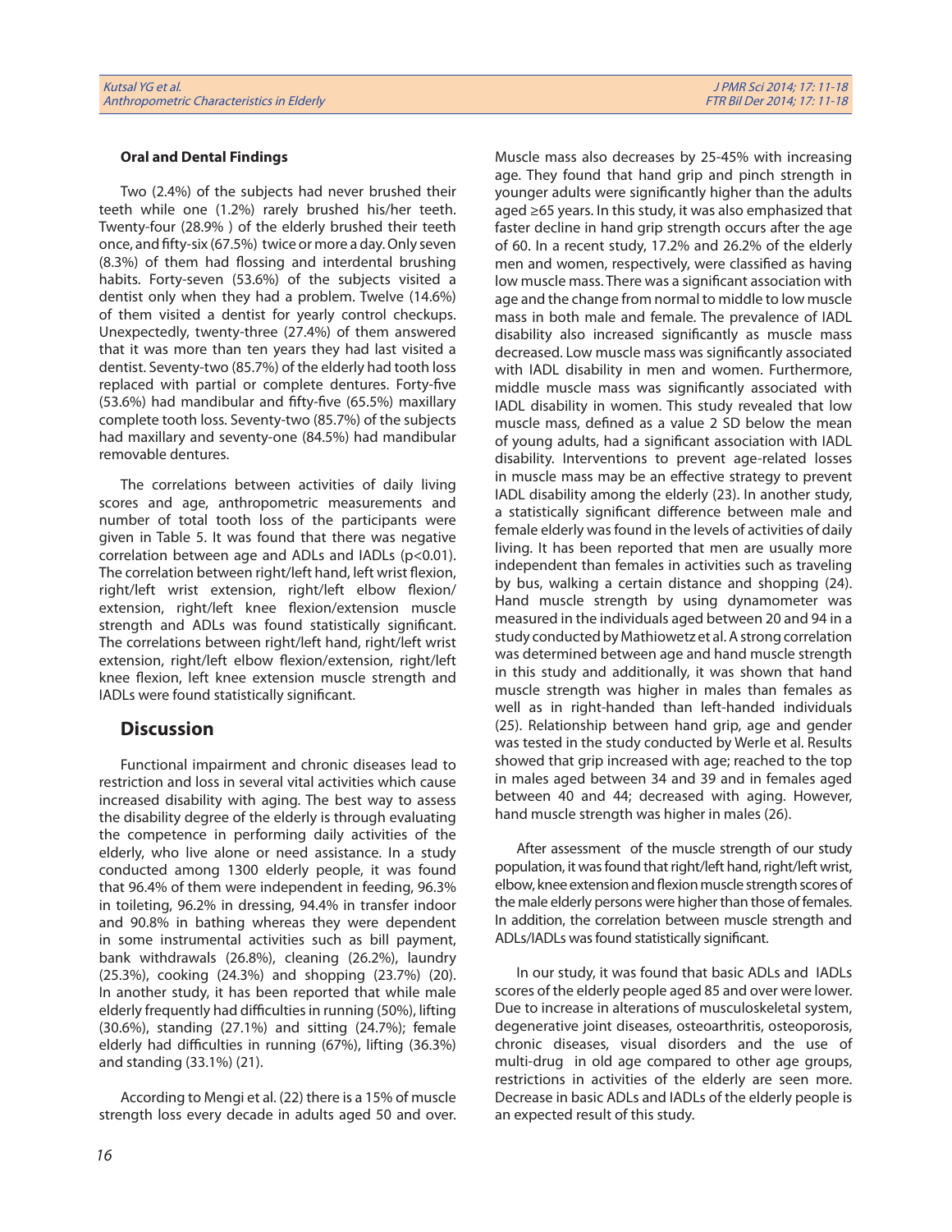**Oral and Dental Findings**

Two (2.4%) of the subjects had never brushed their teeth while one (1.2%) rarely brushed his/her teeth. Twenty-four (28.9% ) of the elderly brushed their teeth once, and fifty-six (67.5%) twice or more a day. Only seven (8.3%) of them had flossing and interdental brushing habits. Forty-seven (53.6%) of the subjects visited a dentist only when they had a problem. Twelve (14.6%) of them visited a dentist for yearly control checkups. Unexpectedly, twenty-three (27.4%) of them answered that it was more than ten years they had last visited a dentist. Seventy-two (85.7%) of the elderly had tooth loss replaced with partial or complete dentures. Forty-five (53.6%) had mandibular and fifty-five (65.5%) maxillary complete tooth loss. Seventy-two (85.7%) of the subjects had maxillary and seventy-one (84.5%) had mandibular removable dentures.

The correlations between activities of daily living scores and age, anthropometric measurements and number of total tooth loss of the participants were given in Table 5. It was found that there was negative correlation between age and ADLs and IADLs ($p<0.01$). The correlation between right/left hand, left wrist flexion, right/left wrist extension, right/left elbow flexion/extension, right/left knee flexion/extension muscle strength and ADLs was found statistically significant. The correlations between right/left hand, right/left wrist extension, right/left elbow flexion/extension, right/left knee flexion, left knee extension muscle strength and IADLs were found statistically significant.

## Discussion

Functional impairment and chronic diseases lead to restriction and loss in several vital activities which cause increased disability with aging. The best way to assess the disability degree of the elderly is through evaluating the competence in performing daily activities of the elderly, who live alone or need assistance. In a study conducted among 1300 elderly people, it was found that 96.4% of them were independent in feeding, 96.3% in toileting, 96.2% in dressing, 94.4% in transfer indoor and 90.8% in bathing whereas they were dependent in some instrumental activities such as bill payment, bank withdrawals (26.8%), cleaning (26.2%), laundry (25.3%), cooking (24.3%) and shopping (23.7%) (20). In another study, it has been reported that while male elderly frequently had difficulties in running (50%), lifting (30.6%), standing (27.1%) and sitting (24.7%); female elderly had difficulties in running (67%), lifting (36.3%) and standing (33.1%) (21).

According to Mengi et al. (22) there is a 15% of muscle strength loss every decade in adults aged 50 and over. Muscle mass also decreases by 25-45% with increasing age. They found that hand grip and pinch strength in younger adults were significantly higher than the adults aged ≥65 years. In this study, it was also emphasized that faster decline in hand grip strength occurs after the age of 60. In a recent study, 17.2% and 26.2% of the elderly men and women, respectively, were classified as having low muscle mass. There was a significant association with age and the change from normal to middle to low muscle mass in both male and female. The prevalence of IADL disability also increased significantly as muscle mass decreased. Low muscle mass was significantly associated with IADL disability in men and women. Furthermore, middle muscle mass was significantly associated with IADL disability in women. This study revealed that low muscle mass, defined as a value 2 SD below the mean of young adults, had a significant association with IADL disability. Interventions to prevent age-related losses in muscle mass may be an effective strategy to prevent IADL disability among the elderly (23). In another study, a statistically significant difference between male and female elderly was found in the levels of activities of daily living. It has been reported that men are usually more independent than females in activities such as traveling by bus, walking a certain distance and shopping (24). Hand muscle strength by using dynamometer was measured in the individuals aged between 20 and 94 in a study conducted by Mathiowetz et al. A strong correlation was determined between age and hand muscle strength in this study and additionally, it was shown that hand muscle strength was higher in males than females as well as in right-handed than left-handed individuals (25). Relationship between hand grip, age and gender was tested in the study conducted by Werle et al. Results showed that grip increased with age; reached to the top in males aged between 34 and 39 and in females aged between 40 and 44; decreased with aging. However, hand muscle strength was higher in males (26).

After assessment of the muscle strength of our study population, it was found that right/left hand, right/left wrist, elbow, knee extension and flexion muscle strength scores of the male elderly persons were higher than those of females. In addition, the correlation between muscle strength and ADLs/IADLs was found statistically significant.

In our study, it was found that basic ADLs and IADLs scores of the elderly people aged 85 and over were lower. Due to increase in alterations of musculoskeletal system, degenerative joint diseases, osteoarthritis, osteoporosis, chronic diseases, visual disorders and the use of multi-drug in old age compared to other age groups, restrictions in activities of the elderly are seen more. Decrease in basic ADLs and IADLs of the elderly people is an expected result of this study.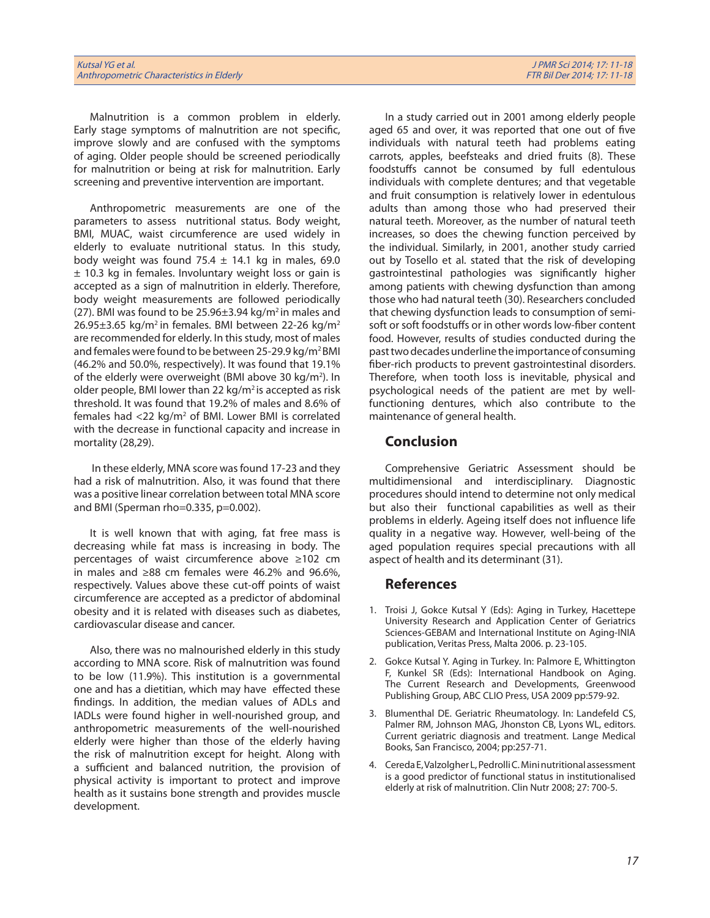Malnutrition is a common problem in elderly. Early stage symptoms of malnutrition are not specific, improve slowly and are confused with the symptoms of aging. Older people should be screened periodically for malnutrition or being at risk for malnutrition. Early screening and preventive intervention are important.

Anthropometric measurements are one of the parameters to assess nutritional status. Body weight, BMI, MUAC, waist circumference are used widely in elderly to evaluate nutritional status. In this study, body weight was found 75.4 ± 14.1 kg in males, 69.0 ± 10.3 kg in females. Involuntary weight loss or gain is accepted as a sign of malnutrition in elderly. Therefore, body weight measurements are followed periodically (27). BMI was found to be 25.96±3.94 kg/m$^2$ in males and 26.95±3.65 kg/m$^2$ in females. BMI between 22-26 kg/m$^2$ are recommended for elderly. In this study, most of males and females were found to be between 25-29.9 kg/m$^2$ BMI (46.2% and 50.0%, respectively). It was found that 19.1% of the elderly were overweight (BMI above 30 kg/m$^2$). In older people, BMI lower than 22 kg/m$^2$ is accepted as risk threshold. It was found that 19.2% of males and 8.6% of females had <22 kg/m$^2$ of BMI. Lower BMI is correlated with the decrease in functional capacity and increase in mortality (28,29).

In these elderly, MNA score was found 17-23 and they had a risk of malnutrition. Also, it was found that there was a positive linear correlation between total MNA score and BMI (Sperman rho=0.335, p=0.002).

It is well known that with aging, fat free mass is decreasing while fat mass is increasing in body. The percentages of waist circumference above ≥102 cm in males and ≥88 cm females were 46.2% and 96.6%, respectively. Values above these cut-off points of waist circumference are accepted as a predictor of abdominal obesity and it is related with diseases such as diabetes, cardiovascular disease and cancer.

Also, there was no malnourished elderly in this study according to MNA score. Risk of malnutrition was found to be low (11.9%). This institution is a governmental one and has a dietitian, which may have effected these findings. In addition, the median values of ADLs and IADLs were found higher in well-nourished group, and anthropometric measurements of the well-nourished elderly were higher than those of the elderly having the risk of malnutrition except for height. Along with a sufficient and balanced nutrition, the provision of physical activity is important to protect and improve health as it sustains bone strength and provides muscle development.

In a study carried out in 2001 among elderly people aged 65 and over, it was reported that one out of five individuals with natural teeth had problems eating carrots, apples, beefsteaks and dried fruits (8). These foodstuffs cannot be consumed by full edentulous individuals with complete dentures; and that vegetable and fruit consumption is relatively lower in edentulous adults than among those who had preserved their natural teeth. Moreover, as the number of natural teeth increases, so does the chewing function perceived by the individual. Similarly, in 2001, another study carried out by Tosello et al. stated that the risk of developing gastrointestinal pathologies was significantly higher among patients with chewing dysfunction than among those who had natural teeth (30). Researchers concluded that chewing dysfunction leads to consumption of semi-soft or soft foodstuffs or in other words low-fiber content food. However, results of studies conducted during the past two decades underline the importance of consuming fiber-rich products to prevent gastrointestinal disorders. Therefore, when tooth loss is inevitable, physical and psychological needs of the patient are met by well-functioning dentures, which also contribute to the maintenance of general health.

## Conclusion

Comprehensive Geriatric Assessment should be multidimensional and interdisciplinary. Diagnostic procedures should intend to determine not only medical but also their functional capabilities as well as their problems in elderly. Ageing itself does not influence life quality in a negative way. However, well-being of the aged population requires special precautions with all aspect of health and its determinant (31).

## References

1. Troisi J, Gokce Kutsal Y (Eds): Aging in Turkey, Hacettepe University Research and Application Center of Geriatrics Sciences-GEBAM and International Institute on Aging-INIA publication, Veritas Press, Malta 2006. p. 23-105.
2. Gokce Kutsal Y. Aging in Turkey. In: Palmore E, Whittington F, Kunkel SR (Eds): International Handbook on Aging. The Current Research and Developments, Greenwood Publishing Group, ABC CLIO Press, USA 2009 pp:579-92.
3. Blumenthal DE. Geriatric Rheumatology. In: Landefeld CS, Palmer RM, Johnson MAG, Jhonston CB, Lyons WL, editors. Current geriatric diagnosis and treatment. Lange Medical Books, San Francisco, 2004; pp:257-71.
4. Cereda E, Valzolgher L, Pedrolli C. Mini nutritional assessment is a good predictor of functional status in institutionalised elderly at risk of malnutrition. Clin Nutr 2008; 27: 700-5.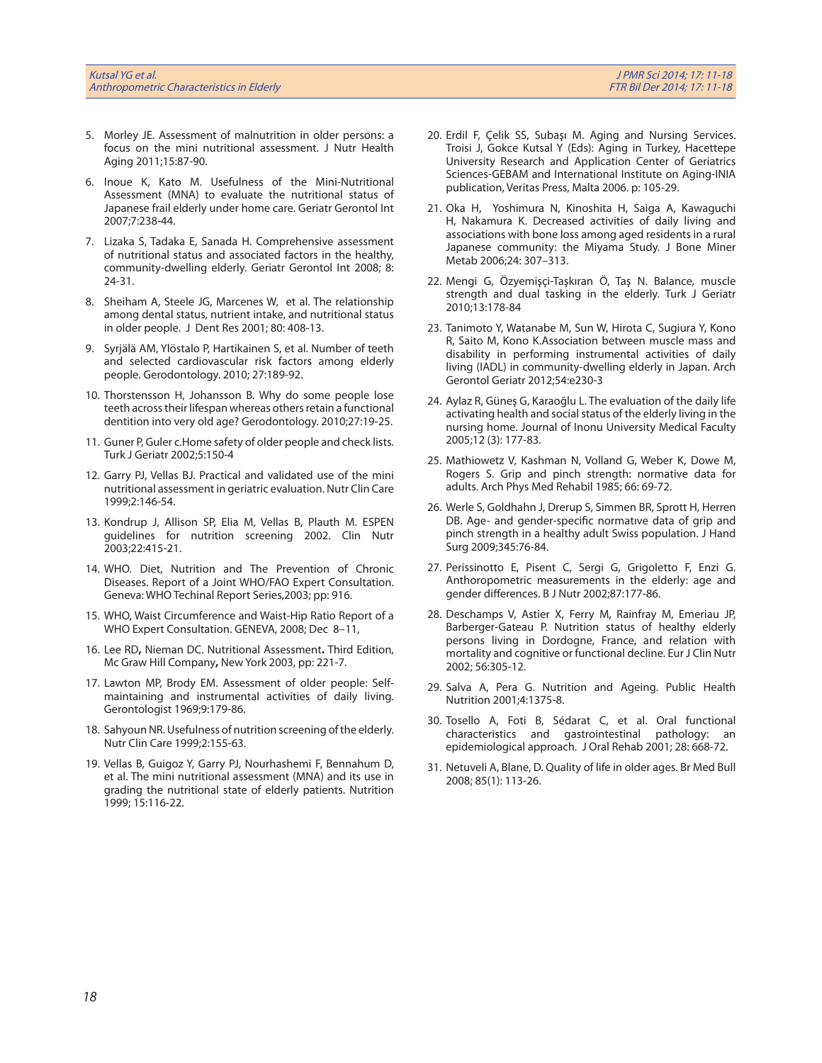5. Morley JE. Assessment of malnutrition in older persons: a focus on the mini nutritional assessment. J Nutr Health Aging 2011;15:87-90.

6. Inoue K, Kato M. Usefulness of the Mini-Nutritional Assessment (MNA) to evaluate the nutritional status of Japanese frail elderly under home care. Geriatr Gerontol Int 2007;7:238-44.

7. Iizaka S, Tadaka E, Sanada H. Comprehensive assessment of nutritional status and associated factors in the healthy, community-dwelling elderly. Geriatr Gerontol Int 2008; 8: 24-31.

8. Sheiham A, Steele JG, Marcenes W, et al. The relationship among dental status, nutrient intake, and nutritional status in older people. J Dent Res 2001; 80: 408-13.

9. Syrjälä AM, Ylöstalo P, Hartikainen S, et al. Number of teeth and selected cardiovascular risk factors among elderly people. Gerodontology. 2010; 27:189-92.

10. Thorstensson H, Johansson B. Why do some people lose teeth across their lifespan whereas others retain a functional dentition into very old age? Gerodontology. 2010;27:19-25.

11. Guner P, Guler c.Home safety of older people and check lists. Turk J Geriatr 2002;5:150-4

12. Garry PJ, Vellas BJ. Practical and validated use of the mini nutritional assessment in geriatric evaluation. Nutr Clin Care 1999;2:146-54.

13. Kondrup J, Allison SP, Elia M, Vellas B, Plauth M. ESPEN guidelines for nutrition screening 2002. Clin Nutr 2003;22:415-21.

14. WHO. Diet, Nutrition and The Prevention of Chronic Diseases. Report of a Joint WHO/FAO Expert Consultation. Geneva: WHO Techinal Report Series,2003; pp: 916.

15. WHO, Waist Circumference and Waist-Hip Ratio Report of a WHO Expert Consultation. GENEVA, 2008; Dec 8–11,

16. Lee RD**,** Nieman DC. Nutritional Assessment**.** Third Edition, Mc Graw Hill Company**,** New York 2003, pp: 221-7.

17. Lawton MP, Brody EM. Assessment of older people: Self-maintaining and instrumental activities of daily living. Gerontologist 1969;9:179-86.

18. Sahyoun NR. Usefulness of nutrition screening of the elderly. Nutr Clin Care 1999;2:155-63.

19. Vellas B, Guigoz Y, Garry PJ, Nourhashemi F, Bennahum D, et al. The mini nutritional assessment (MNA) and its use in grading the nutritional state of elderly patients. Nutrition 1999; 15:116-22.

20. Erdil F, Çelik SS, Subaşı M. Aging and Nursing Services. Troisi J, Gokce Kutsal Y (Eds): Aging in Turkey, Hacettepe University Research and Application Center of Geriatrics Sciences-GEBAM and International Institute on Aging-INIA publication, Veritas Press, Malta 2006. p: 105-29.

21. Oka H, Yoshimura N, Kinoshita H, Saiga A, Kawaguchi H, Nakamura K. Decreased activities of daily living and associations with bone loss among aged residents in a rural Japanese community: the Miyama Study. J Bone Miner Metab 2006;24: 307–313.

22. Mengi G, Özyemişçi-Taşkıran Ö, Taş N. Balance, muscle strength and dual tasking in the elderly. Turk J Geriatr 2010;13:178-84

23. Tanimoto Y, Watanabe M, Sun W, Hirota C, Sugiura Y, Kono R, Saito M, Kono K.Association between muscle mass and disability in performing instrumental activities of daily living (IADL) in community-dwelling elderly in Japan. Arch Gerontol Geriatr 2012;54:e230-3

24. Aylaz R, Güneş G, Karaoğlu L. The evaluation of the daily life activating health and social status of the elderly living in the nursing home. Journal of Inonu University Medical Faculty 2005;12 (3): 177-83.

25. Mathiowetz V, Kashman N, Volland G, Weber K, Dowe M, Rogers S. Grip and pinch strength: normative data for adults. Arch Phys Med Rehabil 1985; 66: 69-72.

26. Werle S, Goldhahn J, Drerup S, Simmen BR, Sprott H, Herren DB. Age- and gender-specific normatıve data of grip and pinch strength in a healthy adult Swiss population. J Hand Surg 2009;345:76-84.

27. Perissinotto E, Pisent C, Sergi G, Grigoletto F, Enzi G. Anthoropometric measurements in the elderly: age and gender differences. B J Nutr 2002;87:177-86.

28. Deschamps V, Astier X, Ferry M, Rainfray M, Emeriau JP, Barberger-Gateau P. Nutrition status of healthy elderly persons living in Dordogne, France, and relation with mortality and cognitive or functional decline. Eur J Clin Nutr 2002; 56:305-12.

29. Salva A, Pera G. Nutrition and Ageing. Public Health Nutrition 2001;4:1375-8.

30. Tosello A, Foti B, Sédarat C, et al. Oral functional characteristics and gastrointestinal pathology: an epidemiological approach. J Oral Rehab 2001; 28: 668-72.

31. Netuveli A, Blane, D. Quality of life in older ages. Br Med Bull 2008; 85(1): 113-26.